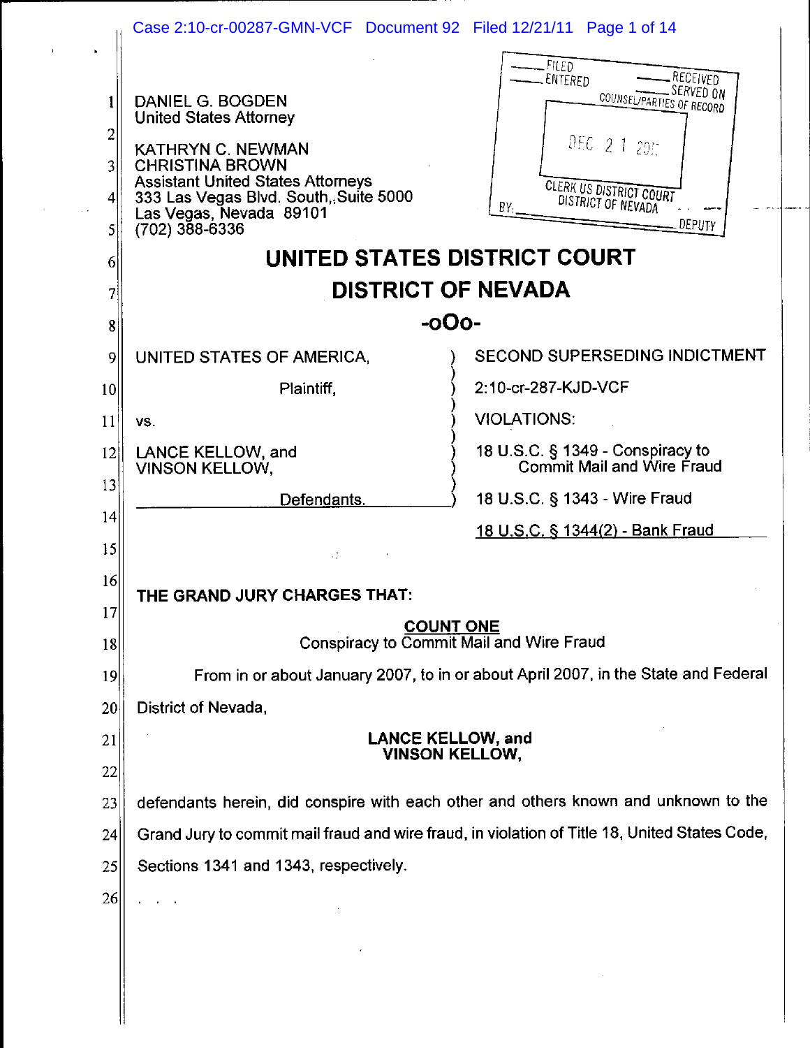DANIEL G. BOGDEN
United States Attorney

KATHRYN C. NEWMAN
CHRISTINA BROWN
Assistant United States Attorneys
333 Las Vegas Blvd. South, Suite 5000
Las Vegas, Nevada 89101
(702) 388-6336

FILED — ENTERED — RECEIVED — SERVED ON
COUNSEL/PARTIES OF RECORD

DEC 21 2011

CLERK US DISTRICT COURT
DISTRICT OF NEVADA
BY: ______ DEPUTY

# UNITED STATES DISTRICT COURT
# DISTRICT OF NEVADA

-oOo-

UNITED STATES OF AMERICA,

Plaintiff,

vs.

LANCE KELLOW, and
VINSON KELLOW,

Defendants.

SECOND SUPERSEDING INDICTMENT

2:10-cr-287-KJD-VCF

VIOLATIONS:

18 U.S.C. § 1349 - Conspiracy to Commit Mail and Wire Fraud

18 U.S.C. § 1343 - Wire Fraud

18 U.S.C. § 1344(2) - Bank Fraud

**THE GRAND JURY CHARGES THAT:**

## COUNT ONE
Conspiracy to Commit Mail and Wire Fraud

From in or about January 2007, to in or about April 2007, in the State and Federal District of Nevada,

**LANCE KELLOW, and**
**VINSON KELLOW,**

defendants herein, did conspire with each other and others known and unknown to the Grand Jury to commit mail fraud and wire fraud, in violation of Title 18, United States Code, Sections 1341 and 1343, respectively.

. . .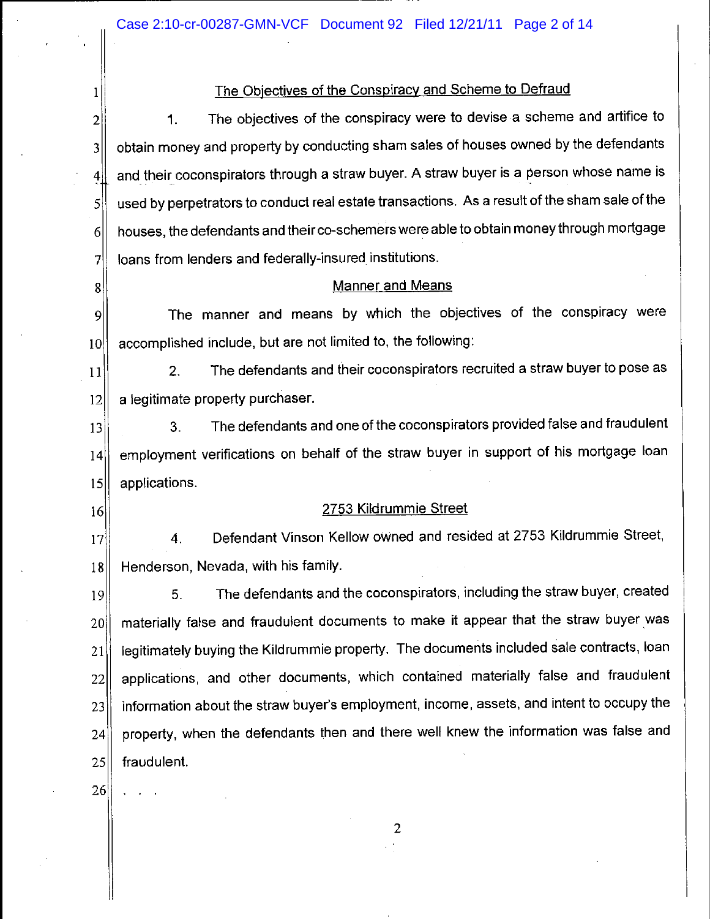## The Objectives of the Conspiracy and Scheme to Defraud

1. The objectives of the conspiracy were to devise a scheme and artifice to obtain money and property by conducting sham sales of houses owned by the defendants and their coconspirators through a straw buyer. A straw buyer is a person whose name is used by perpetrators to conduct real estate transactions. As a result of the sham sale of the houses, the defendants and their co-schemers were able to obtain money through mortgage loans from lenders and federally-insured institutions.

## Manner and Means

The manner and means by which the objectives of the conspiracy were accomplished include, but are not limited to, the following:

2. The defendants and their coconspirators recruited a straw buyer to pose as a legitimate property purchaser.

3. The defendants and one of the coconspirators provided false and fraudulent employment verifications on behalf of the straw buyer in support of his mortgage loan applications.

## 2753 Kildrummie Street

4. Defendant Vinson Kellow owned and resided at 2753 Kildrummie Street, Henderson, Nevada, with his family.

5. The defendants and the coconspirators, including the straw buyer, created materially false and fraudulent documents to make it appear that the straw buyer was legitimately buying the Kildrummie property. The documents included sale contracts, loan applications, and other documents, which contained materially false and fraudulent information about the straw buyer's employment, income, assets, and intent to occupy the property, when the defendants then and there well knew the information was false and fraudulent.

. . .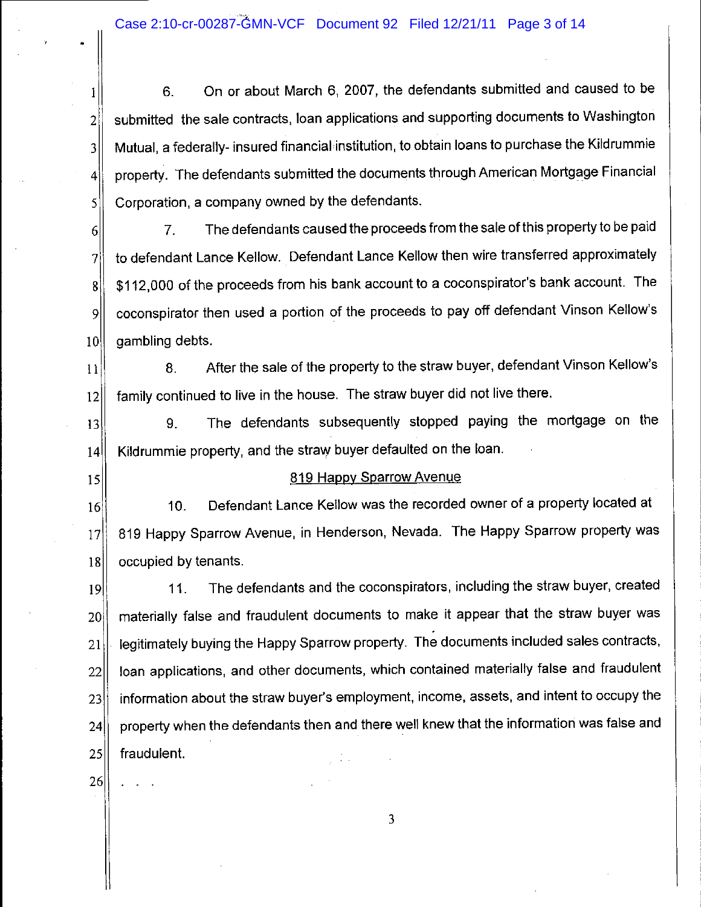6. On or about March 6, 2007, the defendants submitted and caused to be submitted the sale contracts, loan applications and supporting documents to Washington Mutual, a federally- insured financial institution, to obtain loans to purchase the Kildrummie property. The defendants submitted the documents through American Mortgage Financial Corporation, a company owned by the defendants.

7. The defendants caused the proceeds from the sale of this property to be paid to defendant Lance Kellow. Defendant Lance Kellow then wire transferred approximately $112,000 of the proceeds from his bank account to a coconspirator's bank account. The coconspirator then used a portion of the proceeds to pay off defendant Vinson Kellow's gambling debts.

8. After the sale of the property to the straw buyer, defendant Vinson Kellow's family continued to live in the house. The straw buyer did not live there.

9. The defendants subsequently stopped paying the mortgage on the Kildrummie property, and the straw buyer defaulted on the loan.

<u>819 Happy Sparrow Avenue</u>

10. Defendant Lance Kellow was the recorded owner of a property located at 819 Happy Sparrow Avenue, in Henderson, Nevada. The Happy Sparrow property was occupied by tenants.

11. The defendants and the coconspirators, including the straw buyer, created materially false and fraudulent documents to make it appear that the straw buyer was legitimately buying the Happy Sparrow property. The documents included sales contracts, loan applications, and other documents, which contained materially false and fraudulent information about the straw buyer's employment, income, assets, and intent to occupy the property when the defendants then and there well knew that the information was false and fraudulent.

. . .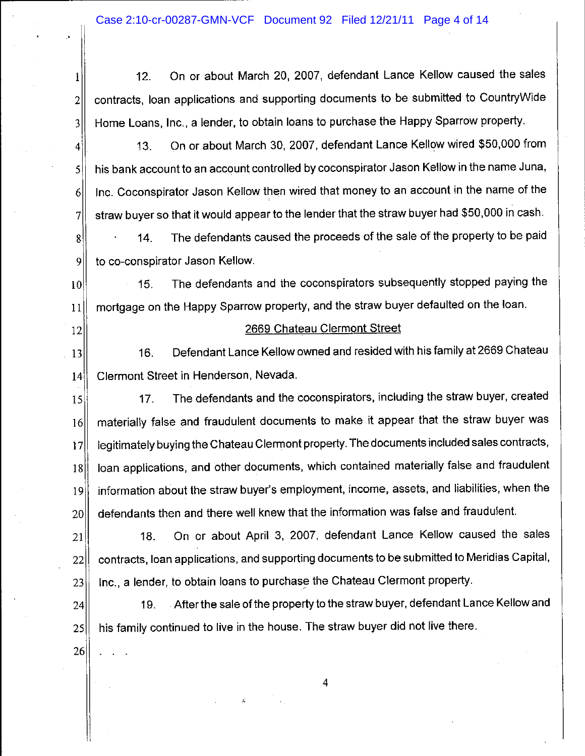12. On or about March 20, 2007, defendant Lance Kellow caused the sales contracts, loan applications and supporting documents to be submitted to CountryWide Home Loans, Inc., a lender, to obtain loans to purchase the Happy Sparrow property.

13. On or about March 30, 2007, defendant Lance Kellow wired $50,000 from his bank account to an account controlled by coconspirator Jason Kellow in the name Juna, Inc. Coconspirator Jason Kellow then wired that money to an account in the name of the straw buyer so that it would appear to the lender that the straw buyer had $50,000 in cash.

14. The defendants caused the proceeds of the sale of the property to be paid to co-conspirator Jason Kellow.

15. The defendants and the coconspirators subsequently stopped paying the mortgage on the Happy Sparrow property, and the straw buyer defaulted on the loan.

<u>2669 Chateau Clermont Street</u>

16. Defendant Lance Kellow owned and resided with his family at 2669 Chateau Clermont Street in Henderson, Nevada.

17. The defendants and the coconspirators, including the straw buyer, created materially false and fraudulent documents to make it appear that the straw buyer was legitimately buying the Chateau Clermont property. The documents included sales contracts, loan applications, and other documents, which contained materially false and fraudulent information about the straw buyer's employment, income, assets, and liabilities, when the defendants then and there well knew that the information was false and fraudulent.

18. On or about April 3, 2007, defendant Lance Kellow caused the sales contracts, loan applications, and supporting documents to be submitted to Meridias Capital, Inc., a lender, to obtain loans to purchase the Chateau Clermont property.

19. After the sale of the property to the straw buyer, defendant Lance Kellow and his family continued to live in the house. The straw buyer did not live there.

. . .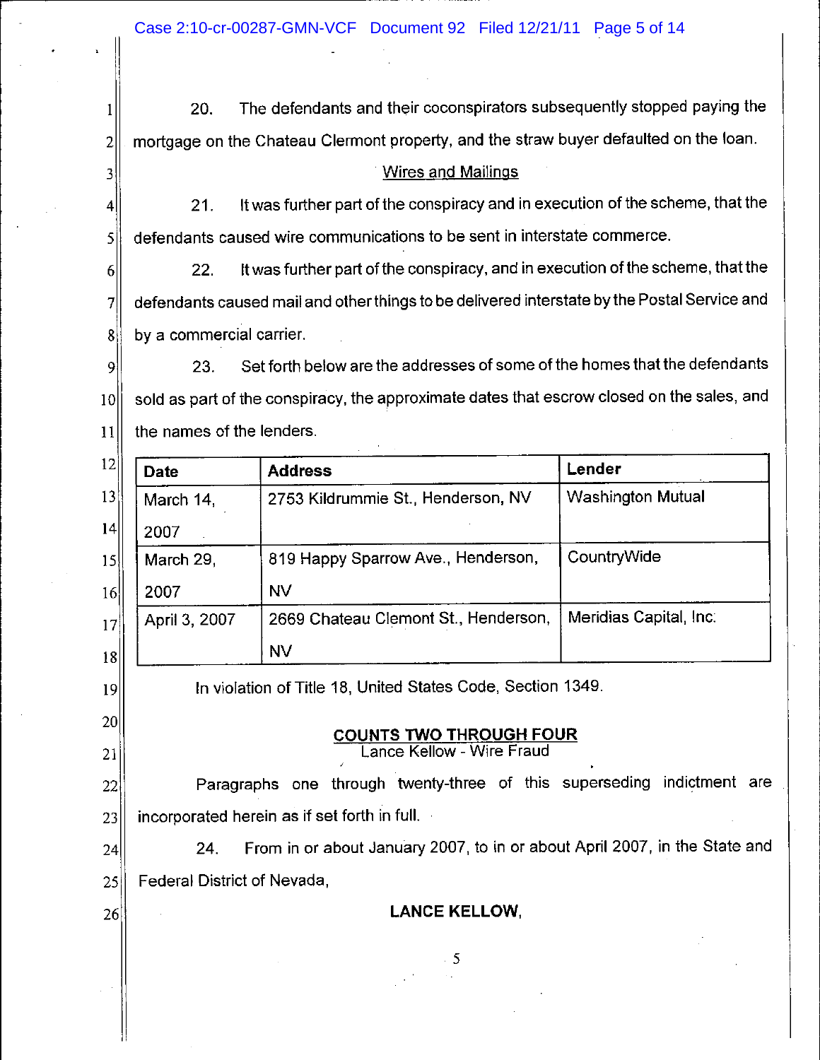20. The defendants and their coconspirators subsequently stopped paying the mortgage on the Chateau Clermont property, and the straw buyer defaulted on the loan.

Wires and Mailings

21. It was further part of the conspiracy and in execution of the scheme, that the defendants caused wire communications to be sent in interstate commerce.

22. It was further part of the conspiracy, and in execution of the scheme, that the defendants caused mail and other things to be delivered interstate by the Postal Service and by a commercial carrier.

23. Set forth below are the addresses of some of the homes that the defendants sold as part of the conspiracy, the approximate dates that escrow closed on the sales, and the names of the lenders.

| Date | Address | Lender |
|---|---|---|
| March 14, 2007 | 2753 Kildrummie St., Henderson, NV | Washington Mutual |
| March 29, 2007 | 819 Happy Sparrow Ave., Henderson, NV | CountryWide |
| April 3, 2007 | 2669 Chateau Clemont St., Henderson, NV | Meridias Capital, Inc. |

In violation of Title 18, United States Code, Section 1349.

**COUNTS TWO THROUGH FOUR**
Lance Kellow - Wire Fraud

Paragraphs one through twenty-three of this superseding indictment are incorporated herein as if set forth in full.

24. From in or about January 2007, to in or about April 2007, in the State and Federal District of Nevada,

**LANCE KELLOW,**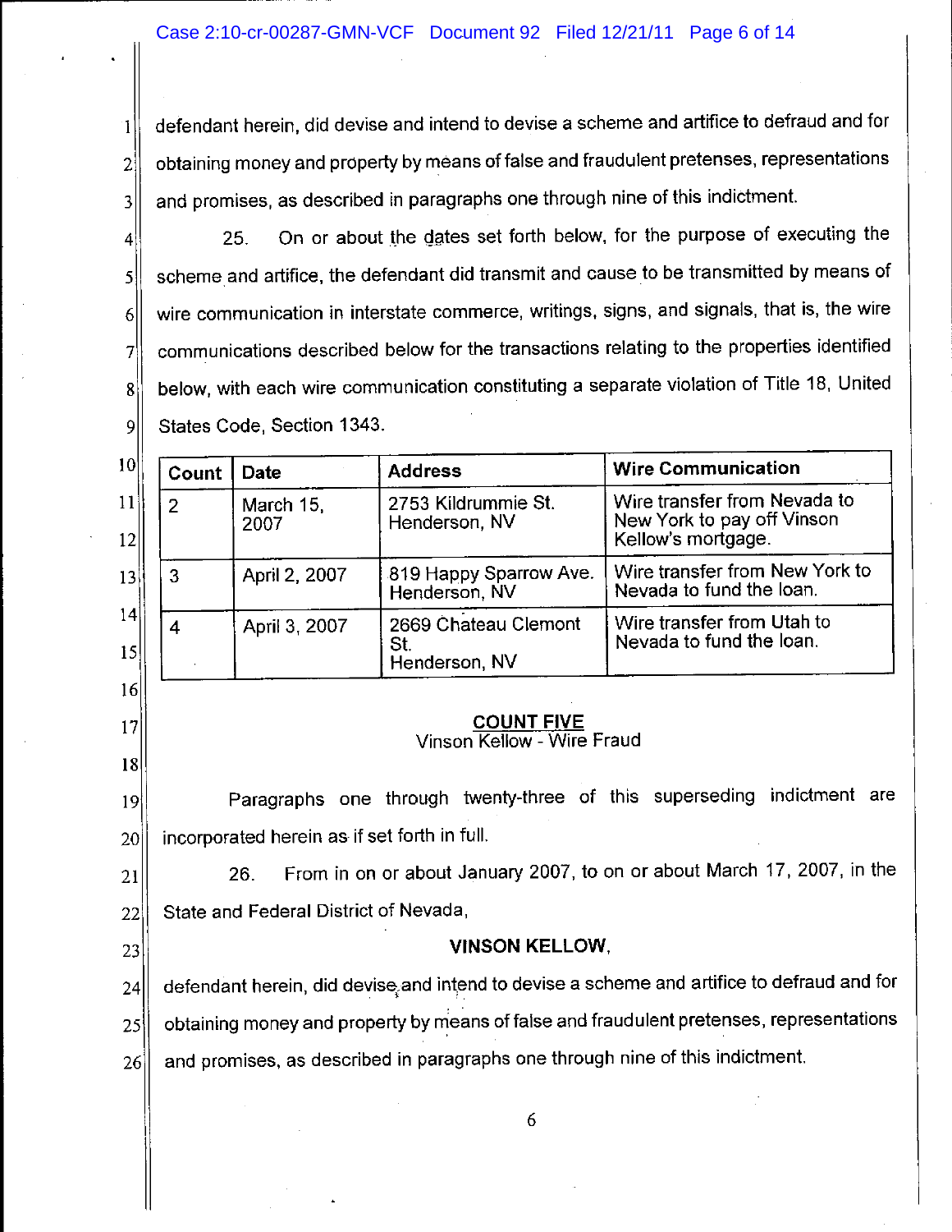defendant herein, did devise and intend to devise a scheme and artifice to defraud and for obtaining money and property by means of false and fraudulent pretenses, representations and promises, as described in paragraphs one through nine of this indictment.

25. On or about the dates set forth below, for the purpose of executing the scheme and artifice, the defendant did transmit and cause to be transmitted by means of wire communication in interstate commerce, writings, signs, and signals, that is, the wire communications described below for the transactions relating to the properties identified below, with each wire communication constituting a separate violation of Title 18, United States Code, Section 1343.

| Count | Date | Address | Wire Communication |
|---|---|---|---|
| 2 | March 15, 2007 | 2753 Kildrummie St. Henderson, NV | Wire transfer from Nevada to New York to pay off Vinson Kellow's mortgage. |
| 3 | April 2, 2007 | 819 Happy Sparrow Ave. Henderson, NV | Wire transfer from New York to Nevada to fund the loan. |
| 4 | April 3, 2007 | 2669 Chateau Clemont St. Henderson, NV | Wire transfer from Utah to Nevada to fund the loan. |

**COUNT FIVE**
Vinson Kellow - Wire Fraud

Paragraphs one through twenty-three of this superseding indictment are incorporated herein as if set forth in full.

26. From in on or about January 2007, to on or about March 17, 2007, in the State and Federal District of Nevada,

**VINSON KELLOW,**

defendant herein, did devise and intend to devise a scheme and artifice to defraud and for obtaining money and property by means of false and fraudulent pretenses, representations and promises, as described in paragraphs one through nine of this indictment.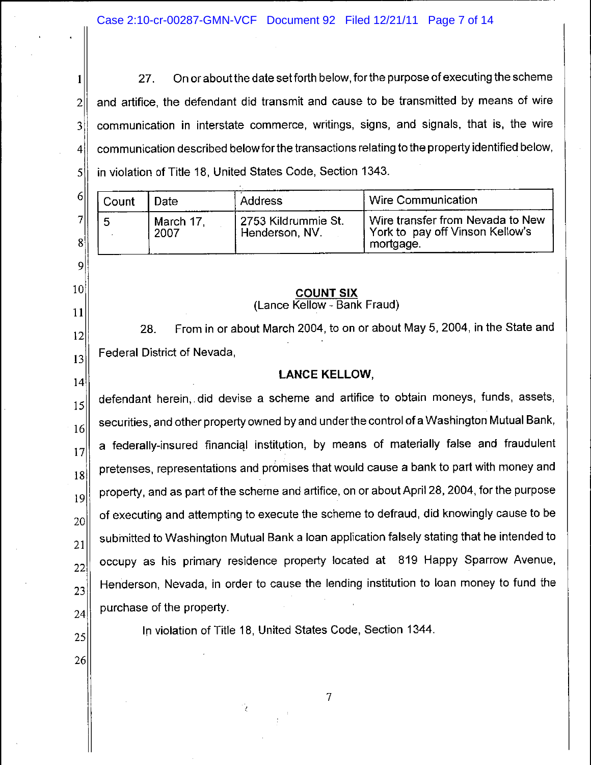27. On or about the date set forth below, for the purpose of executing the scheme and artifice, the defendant did transmit and cause to be transmitted by means of wire communication in interstate commerce, writings, signs, and signals, that is, the wire communication described below for the transactions relating to the property identified below, in violation of Title 18, United States Code, Section 1343.

| Count | Date | Address | Wire Communication |
|---|---|---|---|
| 5 | March 17, 2007 | 2753 Kildrummie St. Henderson, NV. | Wire transfer from Nevada to New York to pay off Vinson Kellow's mortgage. |

**COUNT SIX**
(Lance Kellow - Bank Fraud)

28. From in or about March 2004, to on or about May 5, 2004, in the State and Federal District of Nevada,

**LANCE KELLOW,**

defendant herein, did devise a scheme and artifice to obtain moneys, funds, assets, securities, and other property owned by and under the control of a Washington Mutual Bank, a federally-insured financial institution, by means of materially false and fraudulent pretenses, representations and promises that would cause a bank to part with money and property, and as part of the scheme and artifice, on or about April 28, 2004, for the purpose of executing and attempting to execute the scheme to defraud, did knowingly cause to be submitted to Washington Mutual Bank a loan application falsely stating that he intended to occupy as his primary residence property located at 819 Happy Sparrow Avenue, Henderson, Nevada, in order to cause the lending institution to loan money to fund the purchase of the property.

In violation of Title 18, United States Code, Section 1344.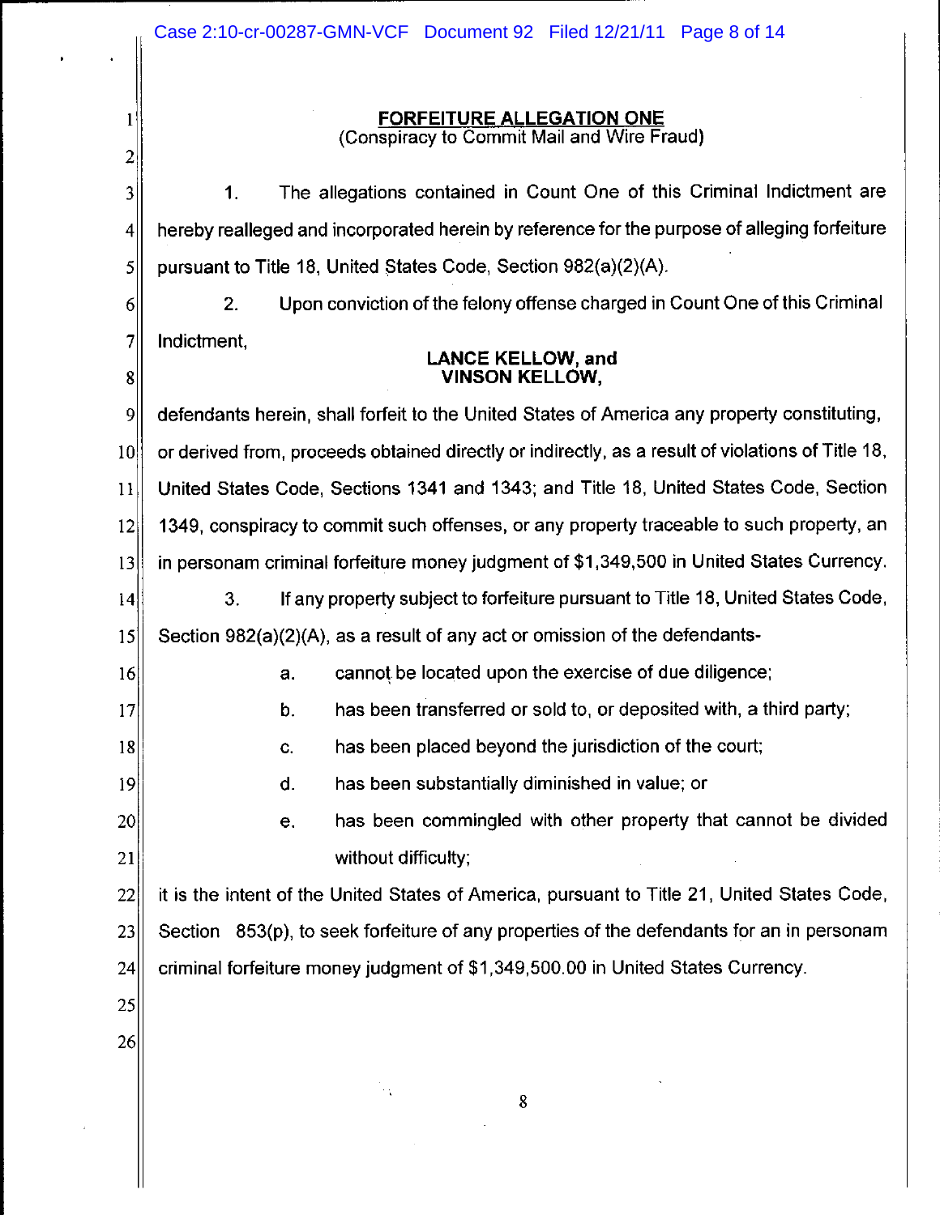**FORFEITURE ALLEGATION ONE**
(Conspiracy to Commit Mail and Wire Fraud)

1. The allegations contained in Count One of this Criminal Indictment are hereby realleged and incorporated herein by reference for the purpose of alleging forfeiture pursuant to Title 18, United States Code, Section 982(a)(2)(A).

2. Upon conviction of the felony offense charged in Count One of this Criminal Indictment,

**LANCE KELLOW, and**
**VINSON KELLOW,**

defendants herein, shall forfeit to the United States of America any property constituting, or derived from, proceeds obtained directly or indirectly, as a result of violations of Title 18, United States Code, Sections 1341 and 1343; and Title 18, United States Code, Section 1349, conspiracy to commit such offenses, or any property traceable to such property, an in personam criminal forfeiture money judgment of $1,349,500 in United States Currency.

3. If any property subject to forfeiture pursuant to Title 18, United States Code, Section 982(a)(2)(A), as a result of any act or omission of the defendants-

a. cannot be located upon the exercise of due diligence;

b. has been transferred or sold to, or deposited with, a third party;

c. has been placed beyond the jurisdiction of the court;

d. has been substantially diminished in value; or

e. has been commingled with other property that cannot be divided without difficulty;

it is the intent of the United States of America, pursuant to Title 21, United States Code, Section 853(p), to seek forfeiture of any properties of the defendants for an in personam criminal forfeiture money judgment of $1,349,500.00 in United States Currency.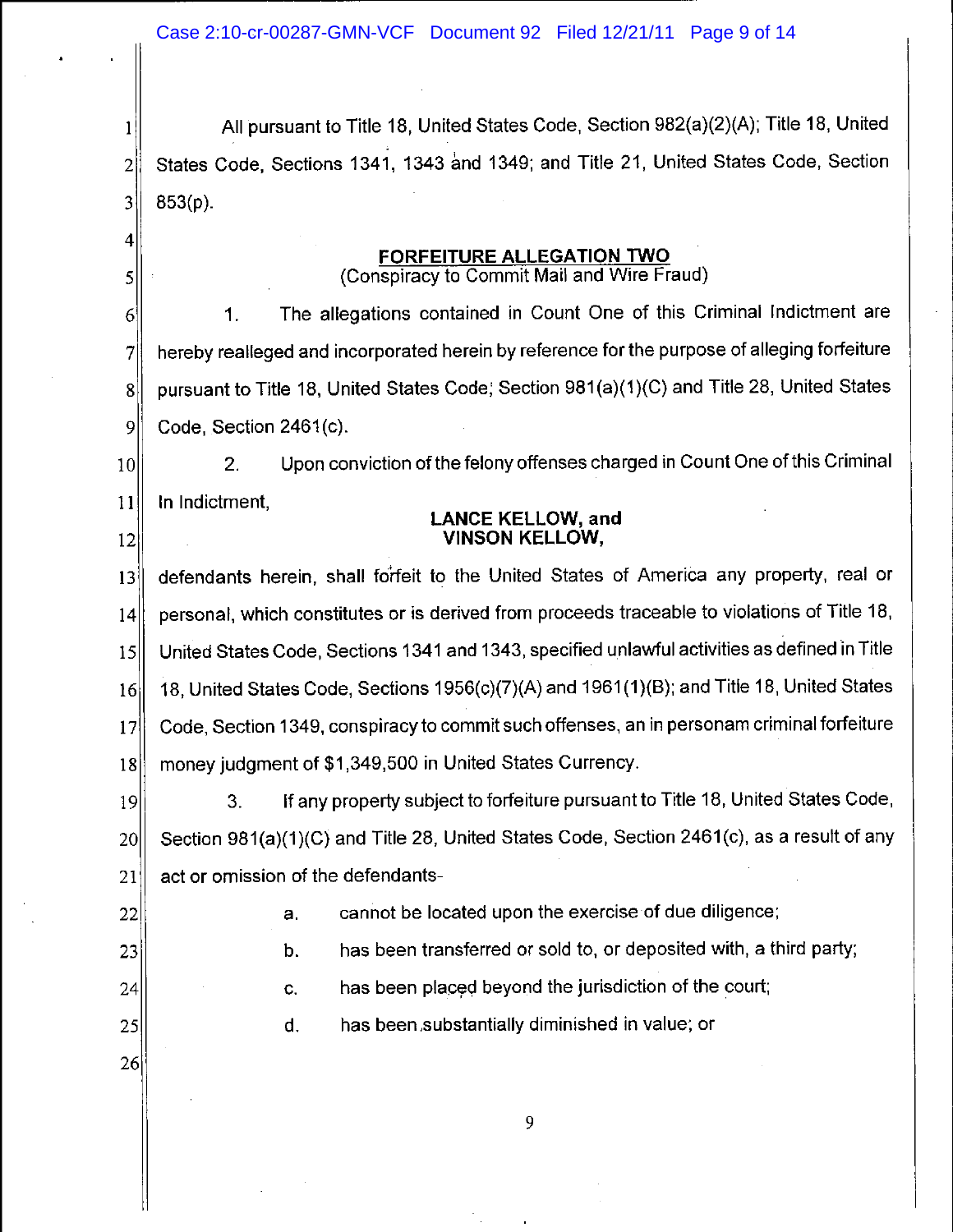All pursuant to Title 18, United States Code, Section 982(a)(2)(A); Title 18, United States Code, Sections 1341, 1343 and 1349; and Title 21, United States Code, Section 853(p).

**FORFEITURE ALLEGATION TWO**
(Conspiracy to Commit Mail and Wire Fraud)

1. The allegations contained in Count One of this Criminal Indictment are hereby realleged and incorporated herein by reference for the purpose of alleging forfeiture pursuant to Title 18, United States Code, Section 981(a)(1)(C) and Title 28, United States Code, Section 2461(c).

2. Upon conviction of the felony offenses charged in Count One of this Criminal In Indictment,

**LANCE KELLOW, and**
**VINSON KELLOW,**

defendants herein, shall forfeit to the United States of America any property, real or personal, which constitutes or is derived from proceeds traceable to violations of Title 18, United States Code, Sections 1341 and 1343, specified unlawful activities as defined in Title 18, United States Code, Sections 1956(c)(7)(A) and 1961(1)(B); and Title 18, United States Code, Section 1349, conspiracy to commit such offenses, an in personam criminal forfeiture money judgment of $1,349,500 in United States Currency.

3. If any property subject to forfeiture pursuant to Title 18, United States Code, Section 981(a)(1)(C) and Title 28, United States Code, Section 2461(c), as a result of any act or omission of the defendants-

a. cannot be located upon the exercise of due diligence;

b. has been transferred or sold to, or deposited with, a third party;

c. has been placed beyond the jurisdiction of the court;

d. has been substantially diminished in value; or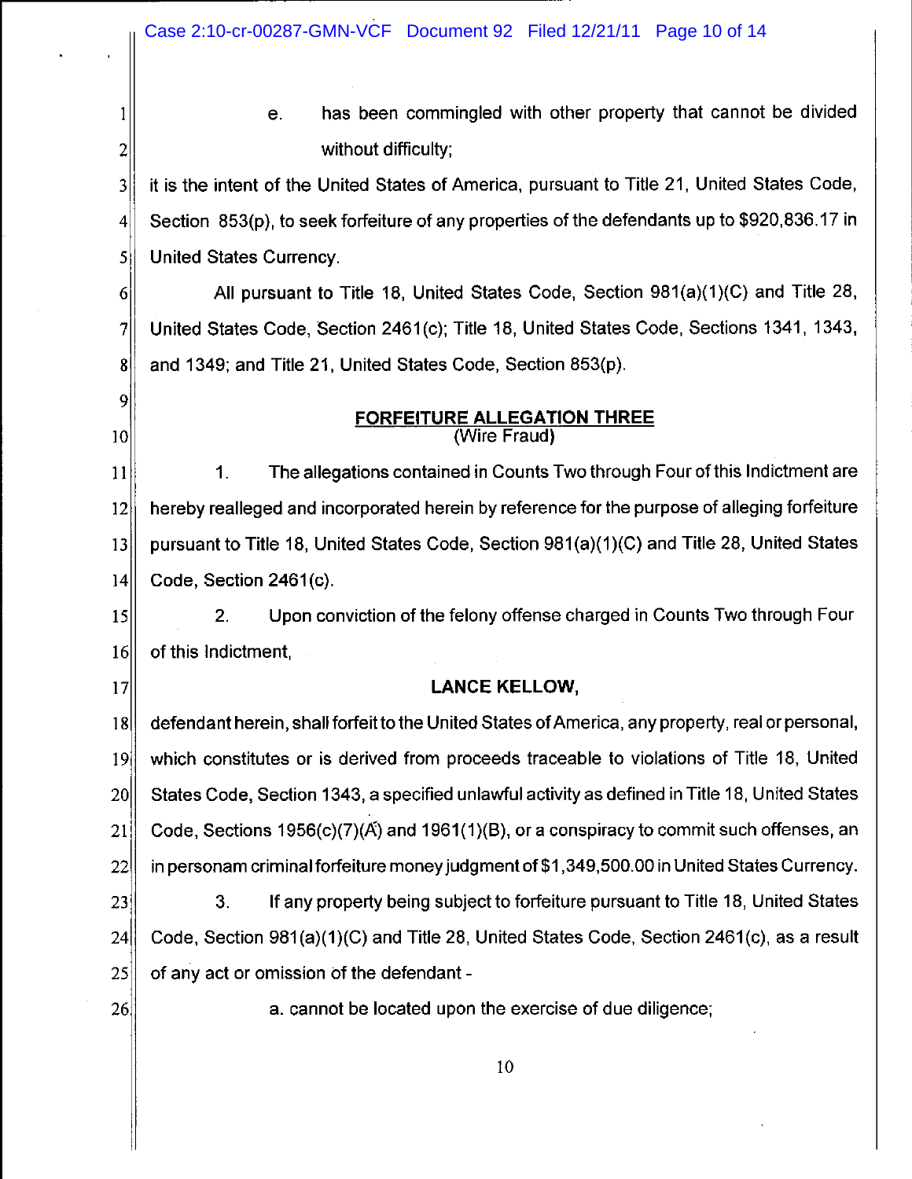e. has been commingled with other property that cannot be divided without difficulty;

it is the intent of the United States of America, pursuant to Title 21, United States Code, Section 853(p), to seek forfeiture of any properties of the defendants up to $920,836.17 in United States Currency.

All pursuant to Title 18, United States Code, Section 981(a)(1)(C) and Title 28, United States Code, Section 2461(c); Title 18, United States Code, Sections 1341, 1343, and 1349; and Title 21, United States Code, Section 853(p).

**FORFEITURE ALLEGATION THREE**
(Wire Fraud)

1. The allegations contained in Counts Two through Four of this Indictment are hereby realleged and incorporated herein by reference for the purpose of alleging forfeiture pursuant to Title 18, United States Code, Section 981(a)(1)(C) and Title 28, United States Code, Section 2461(c).

2. Upon conviction of the felony offense charged in Counts Two through Four of this Indictment,

**LANCE KELLOW,**

defendant herein, shall forfeit to the United States of America, any property, real or personal, which constitutes or is derived from proceeds traceable to violations of Title 18, United States Code, Section 1343, a specified unlawful activity as defined in Title 18, United States Code, Sections 1956(c)(7)(A) and 1961(1)(B), or a conspiracy to commit such offenses, an in personam criminal forfeiture money judgment of $1,349,500.00 in United States Currency.

3. If any property being subject to forfeiture pursuant to Title 18, United States Code, Section 981(a)(1)(C) and Title 28, United States Code, Section 2461(c), as a result of any act or omission of the defendant -

a. cannot be located upon the exercise of due diligence;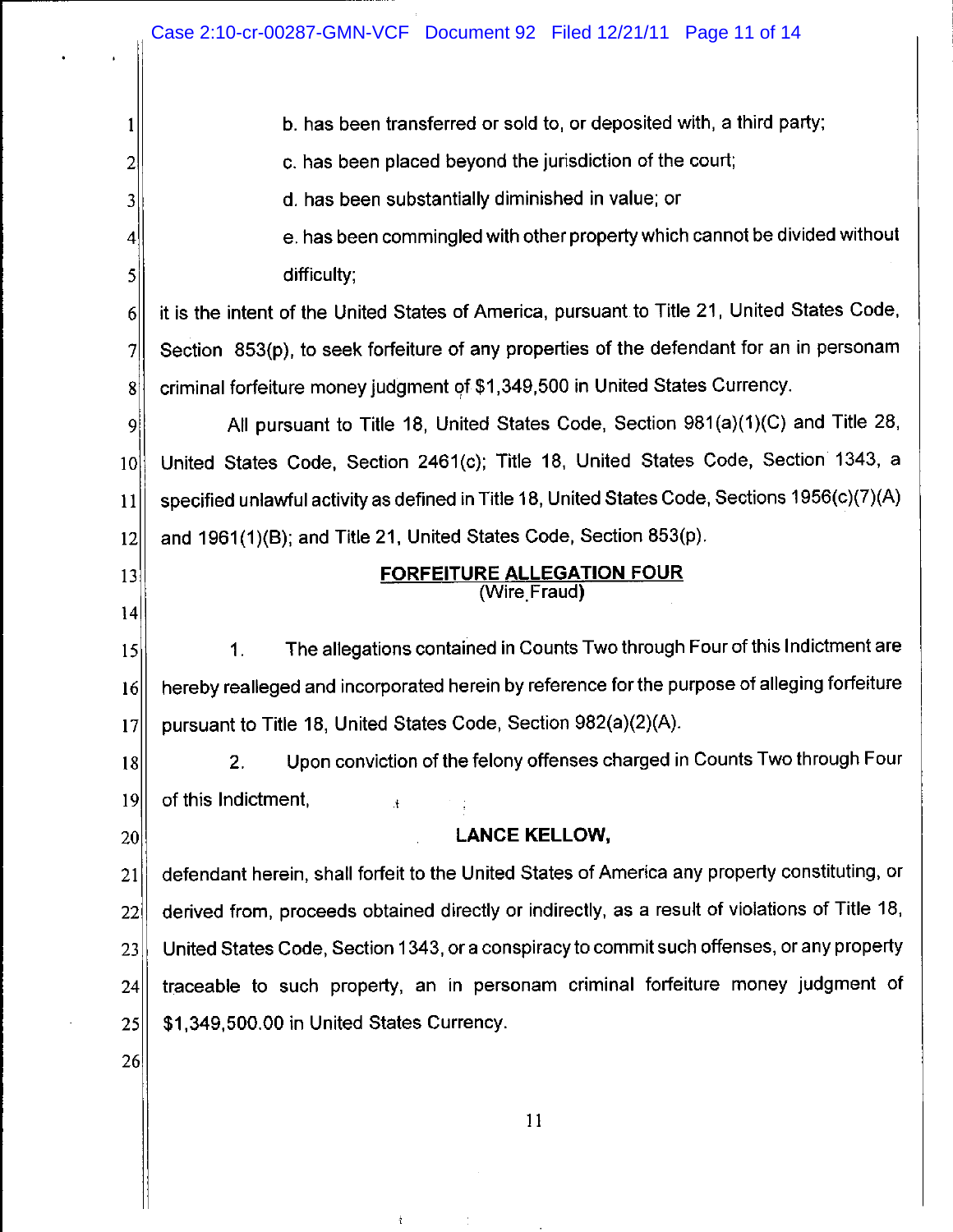b. has been transferred or sold to, or deposited with, a third party;

c. has been placed beyond the jurisdiction of the court;

d. has been substantially diminished in value; or

e. has been commingled with other property which cannot be divided without difficulty;

it is the intent of the United States of America, pursuant to Title 21, United States Code, Section 853(p), to seek forfeiture of any properties of the defendant for an in personam criminal forfeiture money judgment of $1,349,500 in United States Currency.

All pursuant to Title 18, United States Code, Section 981(a)(1)(C) and Title 28, United States Code, Section 2461(c); Title 18, United States Code, Section 1343, a specified unlawful activity as defined in Title 18, United States Code, Sections 1956(c)(7)(A) and 1961(1)(B); and Title 21, United States Code, Section 853(p).

**FORFEITURE ALLEGATION FOUR**
(Wire Fraud)

1. The allegations contained in Counts Two through Four of this Indictment are hereby realleged and incorporated herein by reference for the purpose of alleging forfeiture pursuant to Title 18, United States Code, Section 982(a)(2)(A).

2. Upon conviction of the felony offenses charged in Counts Two through Four of this Indictment,

**LANCE KELLOW,**

defendant herein, shall forfeit to the United States of America any property constituting, or derived from, proceeds obtained directly or indirectly, as a result of violations of Title 18, United States Code, Section 1343, or a conspiracy to commit such offenses, or any property traceable to such property, an in personam criminal forfeiture money judgment of $1,349,500.00 in United States Currency.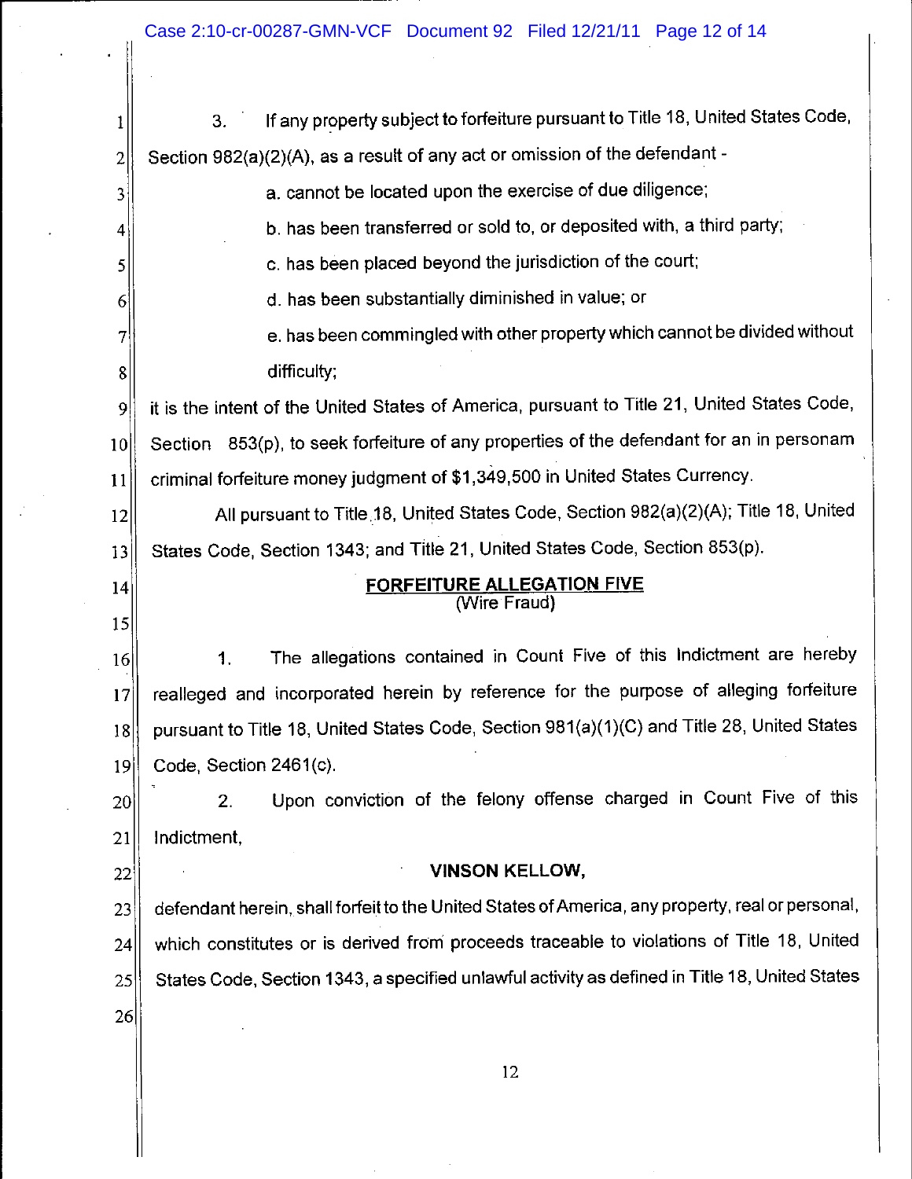3. If any property subject to forfeiture pursuant to Title 18, United States Code, Section 982(a)(2)(A), as a result of any act or omission of the defendant -

a. cannot be located upon the exercise of due diligence;

b. has been transferred or sold to, or deposited with, a third party;

c. has been placed beyond the jurisdiction of the court;

d. has been substantially diminished in value; or

e. has been commingled with other property which cannot be divided without difficulty;

it is the intent of the United States of America, pursuant to Title 21, United States Code, Section 853(p), to seek forfeiture of any properties of the defendant for an in personam criminal forfeiture money judgment of $1,349,500 in United States Currency.

All pursuant to Title 18, United States Code, Section 982(a)(2)(A); Title 18, United States Code, Section 1343; and Title 21, United States Code, Section 853(p).

## FORFEITURE ALLEGATION FIVE
(Wire Fraud)

1. The allegations contained in Count Five of this Indictment are hereby realleged and incorporated herein by reference for the purpose of alleging forfeiture pursuant to Title 18, United States Code, Section 981(a)(1)(C) and Title 28, United States Code, Section 2461(c).

2. Upon conviction of the felony offense charged in Count Five of this Indictment,

**VINSON KELLOW,**

defendant herein, shall forfeit to the United States of America, any property, real or personal, which constitutes or is derived from proceeds traceable to violations of Title 18, United States Code, Section 1343, a specified unlawful activity as defined in Title 18, United States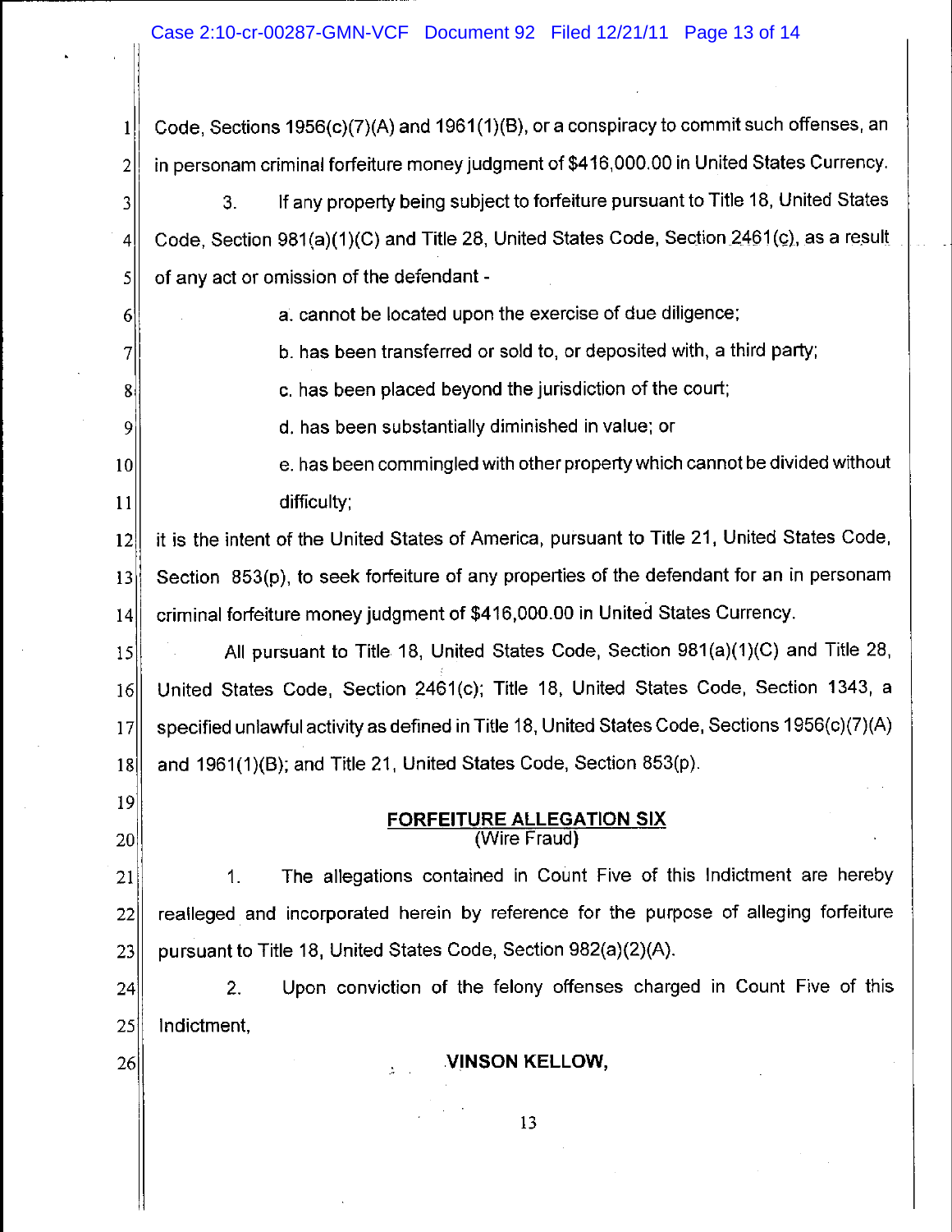Code, Sections 1956(c)(7)(A) and 1961(1)(B), or a conspiracy to commit such offenses, an in personam criminal forfeiture money judgment of $416,000.00 in United States Currency.

3. If any property being subject to forfeiture pursuant to Title 18, United States Code, Section 981(a)(1)(C) and Title 28, United States Code, Section 2461(c), as a result of any act or omission of the defendant -

a. cannot be located upon the exercise of due diligence;

b. has been transferred or sold to, or deposited with, a third party;

c. has been placed beyond the jurisdiction of the court;

d. has been substantially diminished in value; or

e. has been commingled with other property which cannot be divided without difficulty;

it is the intent of the United States of America, pursuant to Title 21, United States Code, Section 853(p), to seek forfeiture of any properties of the defendant for an in personam criminal forfeiture money judgment of $416,000.00 in United States Currency.

All pursuant to Title 18, United States Code, Section 981(a)(1)(C) and Title 28, United States Code, Section 2461(c); Title 18, United States Code, Section 1343, a specified unlawful activity as defined in Title 18, United States Code, Sections 1956(c)(7)(A) and 1961(1)(B); and Title 21, United States Code, Section 853(p).

**FORFEITURE ALLEGATION SIX**
(Wire Fraud)

1. The allegations contained in Count Five of this Indictment are hereby realleged and incorporated herein by reference for the purpose of alleging forfeiture pursuant to Title 18, United States Code, Section 982(a)(2)(A).

2. Upon conviction of the felony offenses charged in Count Five of this Indictment,

**VINSON KELLOW,**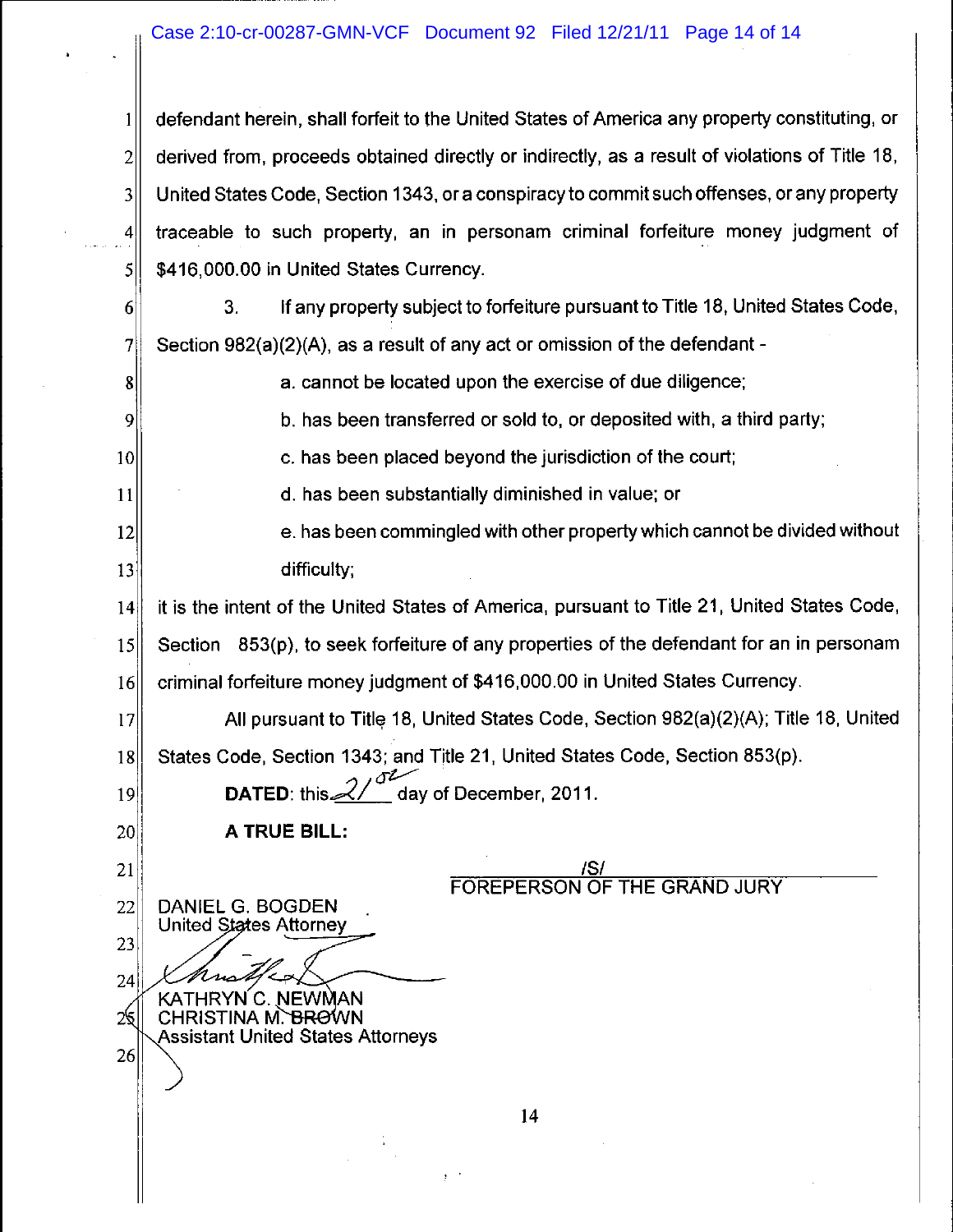defendant herein, shall forfeit to the United States of America any property constituting, or derived from, proceeds obtained directly or indirectly, as a result of violations of Title 18, United States Code, Section 1343, or a conspiracy to commit such offenses, or any property traceable to such property, an in personam criminal forfeiture money judgment of $416,000.00 in United States Currency.

3. If any property subject to forfeiture pursuant to Title 18, United States Code, Section 982(a)(2)(A), as a result of any act or omission of the defendant -

a. cannot be located upon the exercise of due diligence;

b. has been transferred or sold to, or deposited with, a third party;

c. has been placed beyond the jurisdiction of the court;

d. has been substantially diminished in value; or

e. has been commingled with other property which cannot be divided without difficulty;

it is the intent of the United States of America, pursuant to Title 21, United States Code, Section 853(p), to seek forfeiture of any properties of the defendant for an in personam criminal forfeiture money judgment of $416,000.00 in United States Currency.

All pursuant to Title 18, United States Code, Section 982(a)(2)(A); Title 18, United States Code, Section 1343; and Title 21, United States Code, Section 853(p).

**DATED**: this 21st day of December, 2011.

**A TRUE BILL:**

/S/
FOREPERSON OF THE GRAND JURY

DANIEL G. BOGDEN
United States Attorney

KATHRYN C. NEWMAN
CHRISTINA M. BROWN
Assistant United States Attorneys